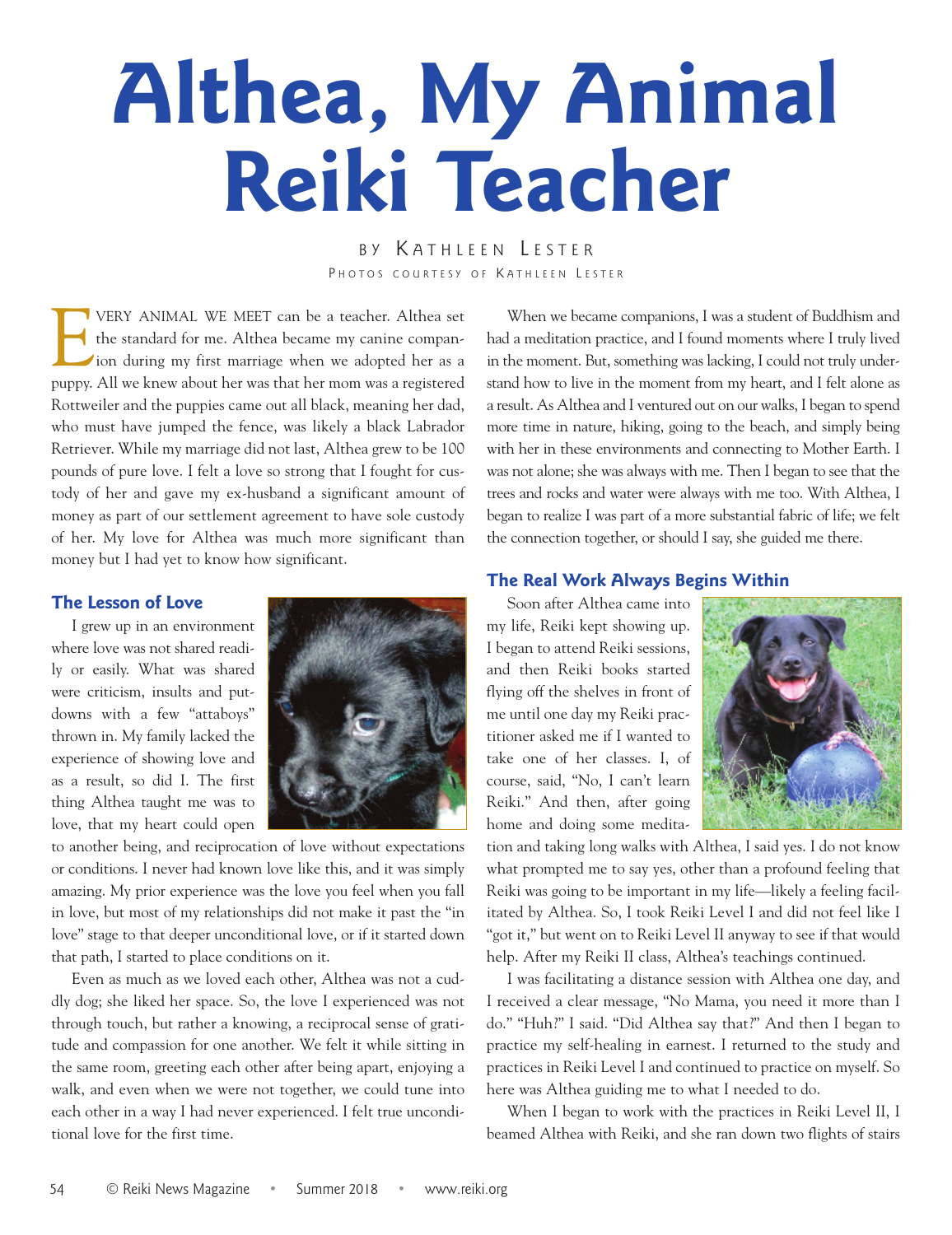# Althea, My Animal Reiki Teacher

BY KATHLEEN LESTER

PHOTOS COURTESY OF KATHLEEN LESTER

EVERY ANIMAL WE MEET can be a teacher. Althea set the standard for me. Althea became my canine companion during my first marriage when we adopted her as a puppy. All we knew about her was that her mom was a registered Rottweiler and the puppies came out all black, meaning her dad, who must have jumped the fence, was likely a black Labrador Retriever. While my marriage did not last, Althea grew to be 100 pounds of pure love. I felt a love so strong that I fought for custody of her and gave my ex-husband a significant amount of money as part of our settlement agreement to have sole custody of her. My love for Althea was much more significant than money but I had yet to know how significant.

## The Lesson of Love

I grew up in an environment where love was not shared readily or easily. What was shared were criticism, insults and put-downs with a few "attaboys" thrown in. My family lacked the experience of showing love and as a result, so did I. The first thing Althea taught me was to love, that my heart could open to another being, and reciprocation of love without expectations or conditions. I never had known love like this, and it was simply amazing. My prior experience was the love you feel when you fall in love, but most of my relationships did not make it past the "in love" stage to that deeper unconditional love, or if it started down that path, I started to place conditions on it.

Even as much as we loved each other, Althea was not a cuddly dog; she liked her space. So, the love I experienced was not through touch, but rather a knowing, a reciprocal sense of gratitude and compassion for one another. We felt it while sitting in the same room, greeting each other after being apart, enjoying a walk, and even when we were not together, we could tune into each other in a way I had never experienced. I felt true unconditional love for the first time.

When we became companions, I was a student of Buddhism and had a meditation practice, and I found moments where I truly lived in the moment. But, something was lacking, I could not truly understand how to live in the moment from my heart, and I felt alone as a result. As Althea and I ventured out on our walks, I began to spend more time in nature, hiking, going to the beach, and simply being with her in these environments and connecting to Mother Earth. I was not alone; she was always with me. Then I began to see that the trees and rocks and water were always with me too. With Althea, I began to realize I was part of a more substantial fabric of life; we felt the connection together, or should I say, she guided me there.

## The Real Work Always Begins Within

Soon after Althea came into my life, Reiki kept showing up. I began to attend Reiki sessions, and then Reiki books started flying off the shelves in front of me until one day my Reiki practitioner asked me if I wanted to take one of her classes. I, of course, said, "No, I can't learn Reiki." And then, after going home and doing some meditation and taking long walks with Althea, I said yes. I do not know what prompted me to say yes, other than a profound feeling that Reiki was going to be important in my life—likely a feeling facilitated by Althea. So, I took Reiki Level I and did not feel like I "got it," but went on to Reiki Level II anyway to see if that would help. After my Reiki II class, Althea's teachings continued.

I was facilitating a distance session with Althea one day, and I received a clear message, "No Mama, you need it more than I do." "Huh?" I said. "Did Althea say that?" And then I began to practice my self-healing in earnest. I returned to the study and practices in Reiki Level I and continued to practice on myself. So here was Althea guiding me to what I needed to do.

When I began to work with the practices in Reiki Level II, I beamed Althea with Reiki, and she ran down two flights of stairs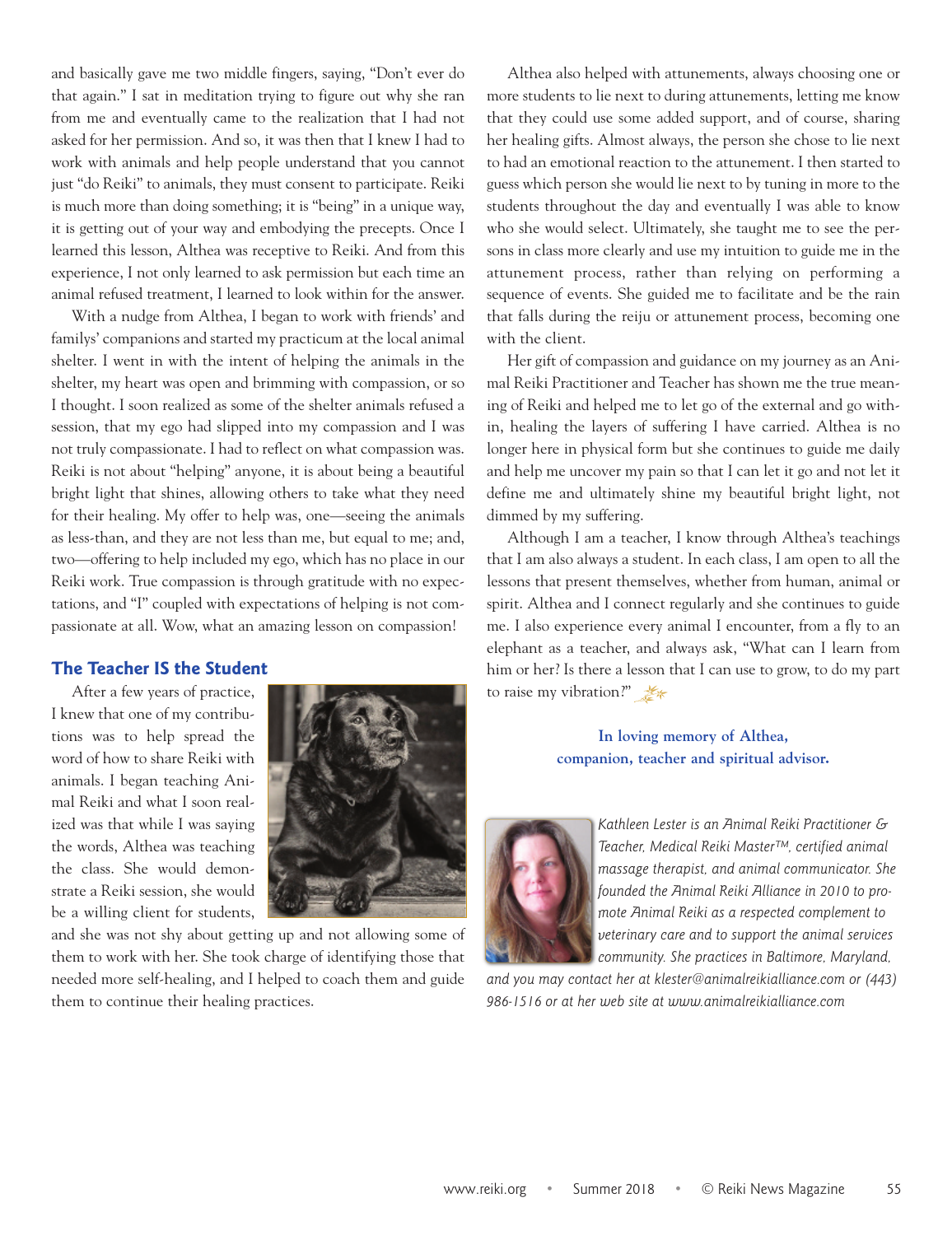and basically gave me two middle fingers, saying, "Don't ever do that again." I sat in meditation trying to figure out why she ran from me and eventually came to the realization that I had not asked for her permission. And so, it was then that I knew I had to work with animals and help people understand that you cannot just "do Reiki" to animals, they must consent to participate. Reiki is much more than doing something; it is "being" in a unique way, it is getting out of your way and embodying the precepts. Once I learned this lesson, Althea was receptive to Reiki. And from this experience, I not only learned to ask permission but each time an animal refused treatment, I learned to look within for the answer.

With a nudge from Althea, I began to work with friends' and familys' companions and started my practicum at the local animal shelter. I went in with the intent of helping the animals in the shelter, my heart was open and brimming with compassion, or so I thought. I soon realized as some of the shelter animals refused a session, that my ego had slipped into my compassion and I was not truly compassionate. I had to reflect on what compassion was. Reiki is not about "helping" anyone, it is about being a beautiful bright light that shines, allowing others to take what they need for their healing. My offer to help was, one—seeing the animals as less-than, and they are not less than me, but equal to me; and, two—offering to help included my ego, which has no place in our Reiki work. True compassion is through gratitude with no expectations, and "I" coupled with expectations of helping is not compassionate at all. Wow, what an amazing lesson on compassion!

## The Teacher IS the Student

After a few years of practice, I knew that one of my contributions was to help spread the word of how to share Reiki with animals. I began teaching Animal Reiki and what I soon realized was that while I was saying the words, Althea was teaching the class. She would demonstrate a Reiki session, she would be a willing client for students, and she was not shy about getting up and not allowing some of them to work with her. She took charge of identifying those that needed more self-healing, and I helped to coach them and guide them to continue their healing practices.

Althea also helped with attunements, always choosing one or more students to lie next to during attunements, letting me know that they could use some added support, and of course, sharing her healing gifts. Almost always, the person she chose to lie next to had an emotional reaction to the attunement. I then started to guess which person she would lie next to by tuning in more to the students throughout the day and eventually I was able to know who she would select. Ultimately, she taught me to see the persons in class more clearly and use my intuition to guide me in the attunement process, rather than relying on performing a sequence of events. She guided me to facilitate and be the rain that falls during the reiju or attunement process, becoming one with the client.

Her gift of compassion and guidance on my journey as an Animal Reiki Practitioner and Teacher has shown me the true meaning of Reiki and helped me to let go of the external and go within, healing the layers of suffering I have carried. Althea is no longer here in physical form but she continues to guide me daily and help me uncover my pain so that I can let it go and not let it define me and ultimately shine my beautiful bright light, not dimmed by my suffering.

Although I am a teacher, I know through Althea's teachings that I am also always a student. In each class, I am open to all the lessons that present themselves, whether from human, animal or spirit. Althea and I connect regularly and she continues to guide me. I also experience every animal I encounter, from a fly to an elephant as a teacher, and always ask, "What can I learn from him or her? Is there a lesson that I can use to grow, to do my part to raise my vibration?"

**In loving memory of Althea,
companion, teacher and spiritual advisor.**

*Kathleen Lester is an Animal Reiki Practitioner & Teacher, Medical Reiki Master™, certified animal massage therapist, and animal communicator. She founded the Animal Reiki Alliance in 2010 to promote Animal Reiki as a respected complement to veterinary care and to support the animal services community. She practices in Baltimore, Maryland, and you may contact her at klester@animalreikialliance.com or (443) 986-1516 or at her web site at www.animalreikialliance.com*